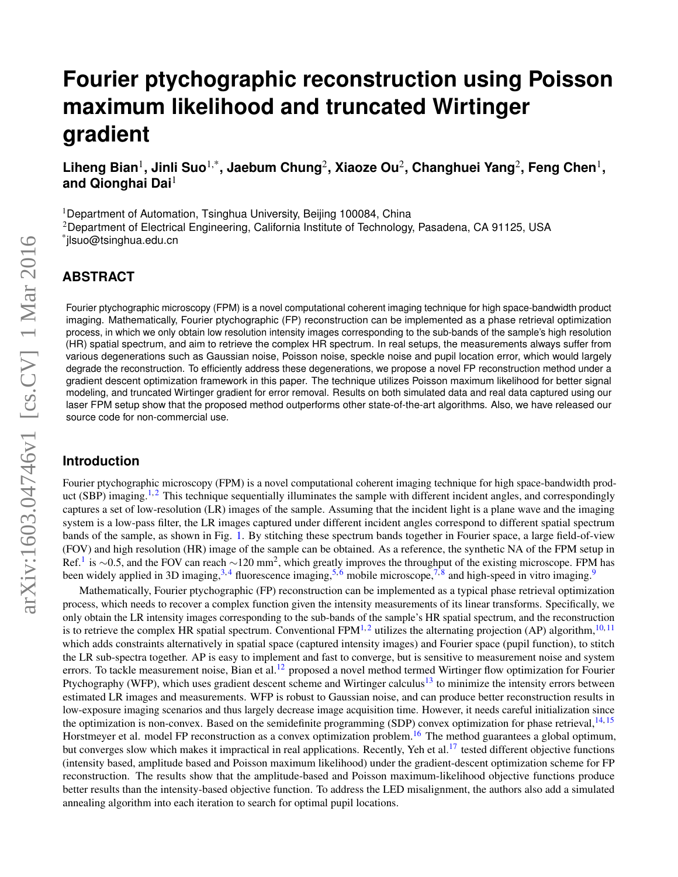# Fourier ptychographic reconstruction using Poisson maximum likelihood and truncated Wirtinger gradient

**Liheng Bian[1], Jinli Suo[1,*], Jaebum Chung[2], Xiaoze Ou[2], Changhuei Yang[2], Feng Chen[1], and Qionghai Dai[1]**

[1]Department of Automation, Tsinghua University, Beijing 100084, China

[2]Department of Electrical Engineering, California Institute of Technology, Pasadena, CA 91125, USA

[*]jlsuo@tsinghua.edu.cn

## ABSTRACT

Fourier ptychographic microscopy (FPM) is a novel computational coherent imaging technique for high space-bandwidth product imaging. Mathematically, Fourier ptychographic (FP) reconstruction can be implemented as a phase retrieval optimization process, in which we only obtain low resolution intensity images corresponding to the sub-bands of the sample's high resolution (HR) spatial spectrum, and aim to retrieve the complex HR spectrum. In real setups, the measurements always suffer from various degenerations such as Gaussian noise, Poisson noise, speckle noise and pupil location error, which would largely degrade the reconstruction. To efficiently address these degenerations, we propose a novel FP reconstruction method under a gradient descent optimization framework in this paper. The technique utilizes Poisson maximum likelihood for better signal modeling, and truncated Wirtinger gradient for error removal. Results on both simulated data and real data captured using our laser FPM setup show that the proposed method outperforms other state-of-the-art algorithms. Also, we have released our source code for non-commercial use.

## Introduction

Fourier ptychographic microscopy (FPM) is a novel computational coherent imaging technique for high space-bandwidth product (SBP) imaging.[1,2] This technique sequentially illuminates the sample with different incident angles, and correspondingly captures a set of low-resolution (LR) images of the sample. Assuming that the incident light is a plane wave and the imaging system is a low-pass filter, the LR images captured under different incident angles correspond to different spatial spectrum bands of the sample, as shown in Fig. 1. By stitching these spectrum bands together in Fourier space, a large field-of-view (FOV) and high resolution (HR) image of the sample can be obtained. As a reference, the synthetic NA of the FPM setup in Ref.[1] is $\sim$0.5, and the FOV can reach $\sim$120 mm$^2$, which greatly improves the throughput of the existing microscope. FPM has been widely applied in 3D imaging,[3,4] fluorescence imaging,[5,6] mobile microscope,[7,8] and high-speed in vitro imaging.[9]

Mathematically, Fourier ptychographic (FP) reconstruction can be implemented as a typical phase retrieval optimization process, which needs to recover a complex function given the intensity measurements of its linear transforms. Specifically, we only obtain the LR intensity images corresponding to the sub-bands of the sample's HR spatial spectrum, and the reconstruction is to retrieve the complex HR spatial spectrum. Conventional FPM[1,2] utilizes the alternating projection (AP) algorithm,[10,11] which adds constraints alternatively in spatial space (captured intensity images) and Fourier space (pupil function), to stitch the LR sub-spectra together. AP is easy to implement and fast to converge, but is sensitive to measurement noise and system errors. To tackle measurement noise, Bian et al.[12] proposed a novel method termed Wirtinger flow optimization for Fourier Ptychography (WFP), which uses gradient descent scheme and Wirtinger calculus[13] to minimize the intensity errors between estimated LR images and measurements. WFP is robust to Gaussian noise, and can produce better reconstruction results in low-exposure imaging scenarios and thus largely decrease image acquisition time. However, it needs careful initialization since the optimization is non-convex. Based on the semidefinite programming (SDP) convex optimization for phase retrieval,[14,15] Horstmeyer et al. model FP reconstruction as a convex optimization problem.[16] The method guarantees a global optimum, but converges slow which makes it impractical in real applications. Recently, Yeh et al.[17] tested different objective functions (intensity based, amplitude based and Poisson maximum likelihood) under the gradient-descent optimization scheme for FP reconstruction. The results show that the amplitude-based and Poisson maximum-likelihood objective functions produce better results than the intensity-based objective function. To address the LED misalignment, the authors also add a simulated annealing algorithm into each iteration to search for optimal pupil locations.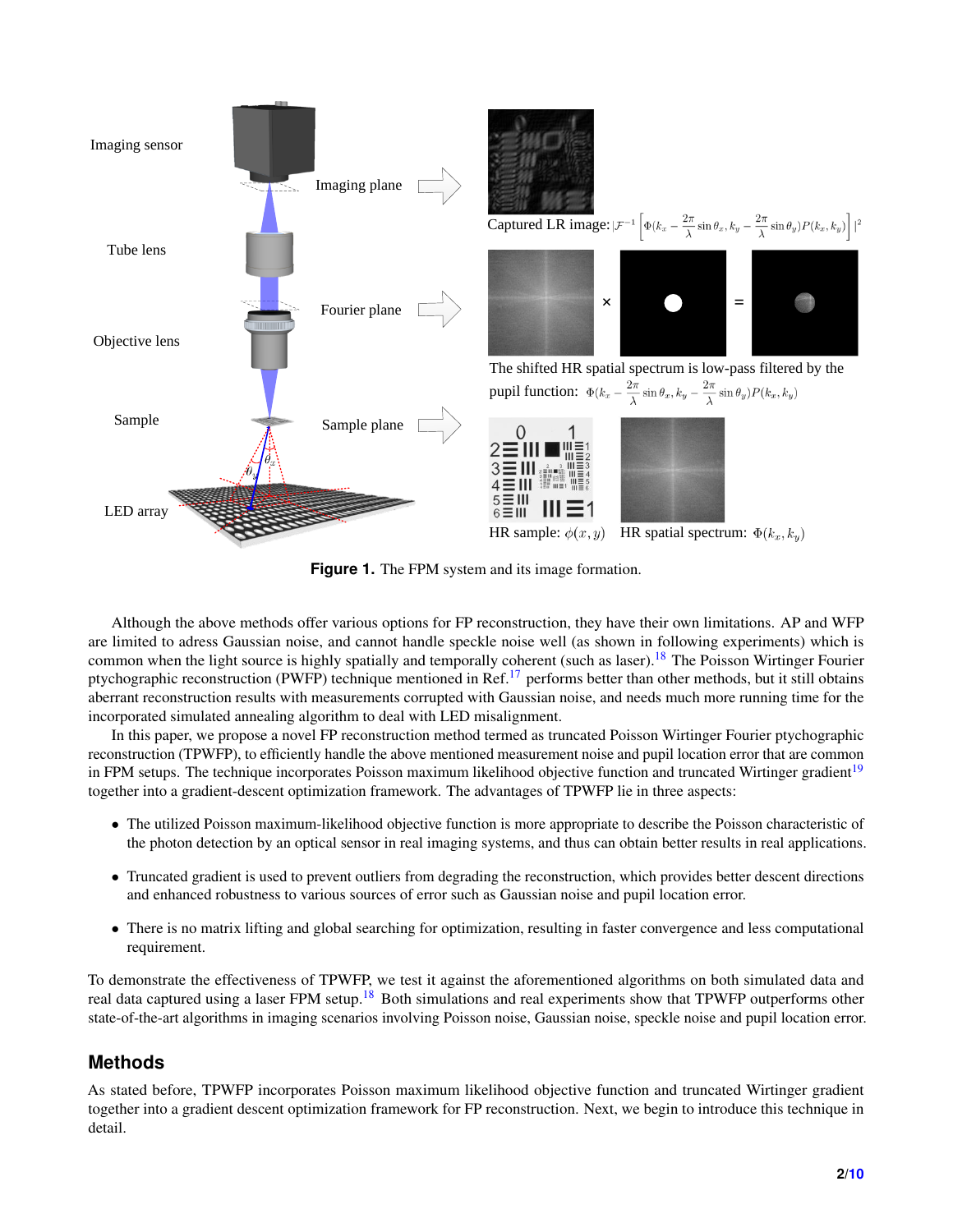**Figure 1.** The FPM system and its image formation.

Although the above methods offer various options for FP reconstruction, they have their own limitations. AP and WFP are limited to adress Gaussian noise, and cannot handle speckle noise well (as shown in following experiments) which is common when the light source is highly spatially and temporally coherent (such as laser).[18] The Poisson Wirtinger Fourier ptychographic reconstruction (PWFP) technique mentioned in Ref.[17] performs better than other methods, but it still obtains aberrant reconstruction results with measurements corrupted with Gaussian noise, and needs much more running time for the incorporated simulated annealing algorithm to deal with LED misalignment.

In this paper, we propose a novel FP reconstruction method termed as truncated Poisson Wirtinger Fourier ptychographic reconstruction (TPWFP), to efficiently handle the above mentioned measurement noise and pupil location error that are common in FPM setups. The technique incorporates Poisson maximum likelihood objective function and truncated Wirtinger gradient[19] together into a gradient-descent optimization framework. The advantages of TPWFP lie in three aspects:

- The utilized Poisson maximum-likelihood objective function is more appropriate to describe the Poisson characteristic of the photon detection by an optical sensor in real imaging systems, and thus can obtain better results in real applications.
- Truncated gradient is used to prevent outliers from degrading the reconstruction, which provides better descent directions and enhanced robustness to various sources of error such as Gaussian noise and pupil location error.
- There is no matrix lifting and global searching for optimization, resulting in faster convergence and less computational requirement.

To demonstrate the effectiveness of TPWFP, we test it against the aforementioned algorithms on both simulated data and real data captured using a laser FPM setup.[18] Both simulations and real experiments show that TPWFP outperforms other state-of-the-art algorithms in imaging scenarios involving Poisson noise, Gaussian noise, speckle noise and pupil location error.

## Methods

As stated before, TPWFP incorporates Poisson maximum likelihood objective function and truncated Wirtinger gradient together into a gradient descent optimization framework for FP reconstruction. Next, we begin to introduce this technique in detail.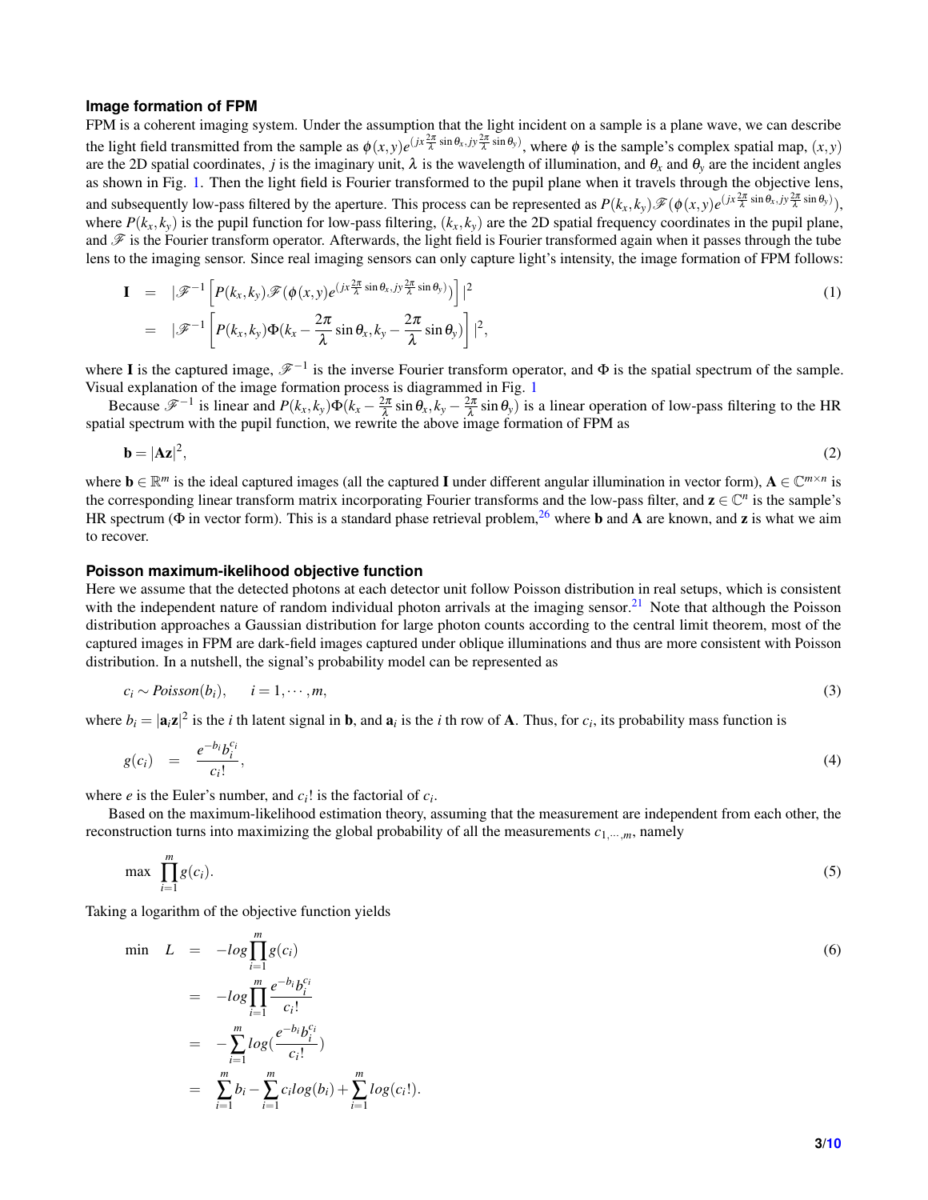### Image formation of FPM

FPM is a coherent imaging system. Under the assumption that the light incident on a sample is a plane wave, we can describe the light field transmitted from the sample as $\phi(x,y)e^{(jx\frac{2\pi}{\lambda}\sin\theta_x, jy\frac{2\pi}{\lambda}\sin\theta_y)}$, where $\phi$ is the sample's complex spatial map, $(x,y)$ are the 2D spatial coordinates, $j$ is the imaginary unit, $\lambda$ is the wavelength of illumination, and $\theta_x$ and $\theta_y$ are the incident angles as shown in Fig. 1. Then the light field is Fourier transformed to the pupil plane when it travels through the objective lens, and subsequently low-pass filtered by the aperture. This process can be represented as $P(k_x,k_y)\mathscr{F}(\phi(x,y)e^{(jx\frac{2\pi}{\lambda}\sin\theta_x, jy\frac{2\pi}{\lambda}\sin\theta_y)})$, where $P(k_x,k_y)$ is the pupil function for low-pass filtering, $(k_x,k_y)$ are the 2D spatial frequency coordinates in the pupil plane, and $\mathscr{F}$ is the Fourier transform operator. Afterwards, the light field is Fourier transformed again when it passes through the tube lens to the imaging sensor. Since real imaging sensors can only capture light's intensity, the image formation of FPM follows:

$$
\begin{aligned}
\mathbf{I} &= |\mathscr{F}^{-1}\left[P(k_x,k_y)\mathscr{F}(\phi(x,y)e^{(jx\frac{2\pi}{\lambda}\sin\theta_x, jy\frac{2\pi}{\lambda}\sin\theta_y)})\right]|^2 \\
&= |\mathscr{F}^{-1}\left[P(k_x,k_y)\Phi(k_x-\frac{2\pi}{\lambda}\sin\theta_x, k_y-\frac{2\pi}{\lambda}\sin\theta_y)\right]|^2,
\end{aligned}
\tag{1}
$$

where $\mathbf{I}$ is the captured image, $\mathscr{F}^{-1}$ is the inverse Fourier transform operator, and $\Phi$ is the spatial spectrum of the sample. Visual explanation of the image formation process is diagrammed in Fig. 1

Because $\mathscr{F}^{-1}$ is linear and $P(k_x,k_y)\Phi(k_x-\frac{2\pi}{\lambda}\sin\theta_x, k_y-\frac{2\pi}{\lambda}\sin\theta_y)$ is a linear operation of low-pass filtering to the HR spatial spectrum with the pupil function, we rewrite the above image formation of FPM as

$$
\mathbf{b} = |\mathbf{A}\mathbf{z}|^2,
\tag{2}
$$

where $\mathbf{b} \in \mathbb{R}^m$ is the ideal captured images (all the captured $\mathbf{I}$ under different angular illumination in vector form), $\mathbf{A} \in \mathbb{C}^{m\times n}$ is the corresponding linear transform matrix incorporating Fourier transforms and the low-pass filter, and $\mathbf{z} \in \mathbb{C}^n$ is the sample's HR spectrum ($\Phi$ in vector form). This is a standard phase retrieval problem,[26] where $\mathbf{b}$ and $\mathbf{A}$ are known, and $\mathbf{z}$ is what we aim to recover.

### Poisson maximum-ikelihood objective function

Here we assume that the detected photons at each detector unit follow Poisson distribution in real setups, which is consistent with the independent nature of random individual photon arrivals at the imaging sensor.[21] Note that although the Poisson distribution approaches a Gaussian distribution for large photon counts according to the central limit theorem, most of the captured images in FPM are dark-field images captured under oblique illuminations and thus are more consistent with Poisson distribution. In a nutshell, the signal's probability model can be represented as

$$
c_i \sim Poisson(b_i), \qquad i = 1,\cdots,m,
\tag{3}
$$

where $b_i = |\mathbf{a}_i\mathbf{z}|^2$ is the $i$ th latent signal in $\mathbf{b}$, and $\mathbf{a}_i$ is the $i$ th row of $\mathbf{A}$. Thus, for $c_i$, its probability mass function is

$$
g(c_i) = \frac{e^{-b_i}b_i^{c_i}}{c_i!},
\tag{4}
$$

where $e$ is the Euler's number, and $c_i!$ is the factorial of $c_i$.

Based on the maximum-likelihood estimation theory, assuming that the measurement are independent from each other, the reconstruction turns into maximizing the global probability of all the measurements $c_{1,\cdots,m}$, namely

$$
\max \prod_{i=1}^{m} g(c_i).
\tag{5}
$$

Taking a logarithm of the objective function yields

$$
\begin{aligned}
\min \quad L &= -log\prod_{i=1}^{m} g(c_i) \\
&= -log\prod_{i=1}^{m}\frac{e^{-b_i}b_i^{c_i}}{c_i!} \\
&= -\sum_{i=1}^{m} log(\frac{e^{-b_i}b_i^{c_i}}{c_i!}) \\
&= \sum_{i=1}^{m} b_i - \sum_{i=1}^{m} c_i log(b_i) + \sum_{i=1}^{m} log(c_i!).
\end{aligned}
\tag{6}
$$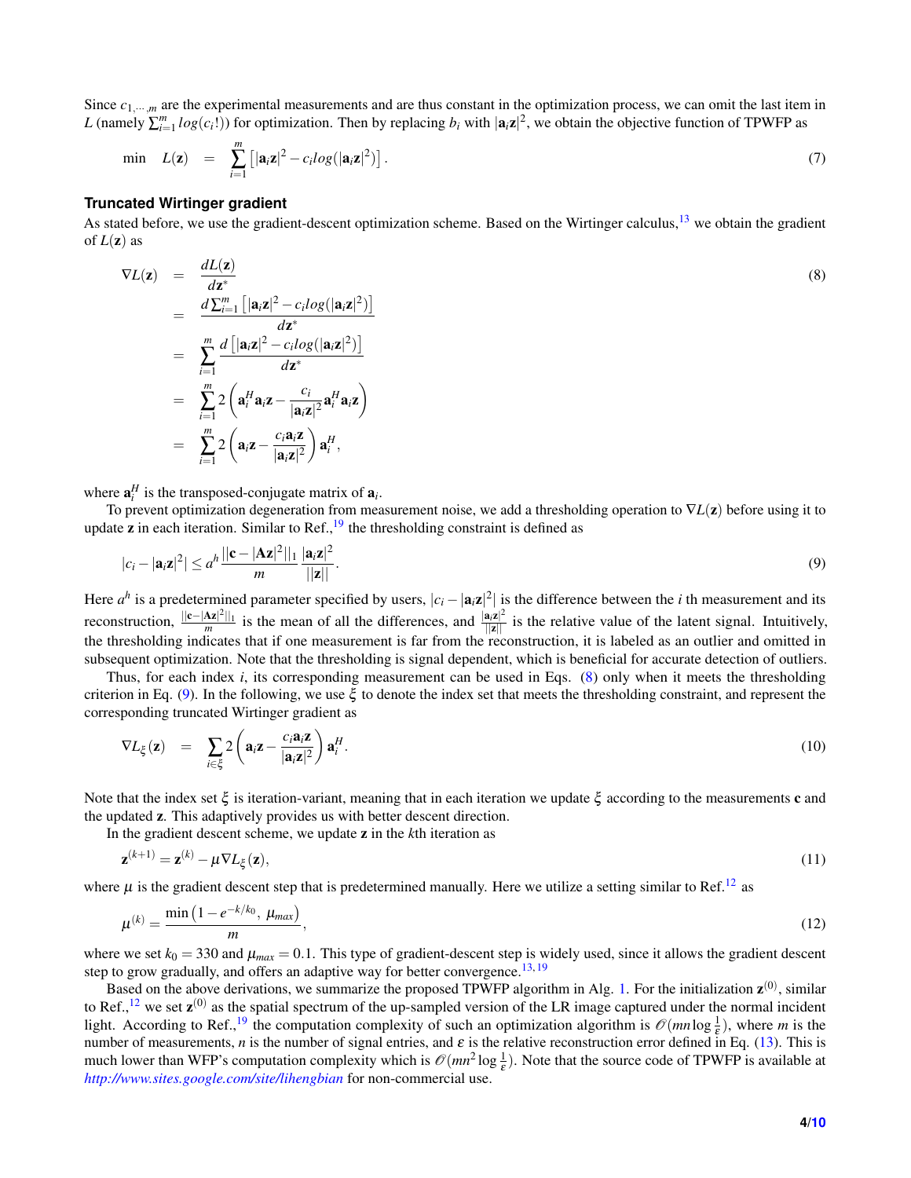Since $c_{1,\cdots,m}$ are the experimental measurements and are thus constant in the optimization process, we can omit the last item in $L$ (namely $\sum_{i=1}^{m} log(c_i!)$) for optimization. Then by replacing $b_i$ with $|\mathbf{a}_i\mathbf{z}|^2$, we obtain the objective function of TPWFP as

$$\min \quad L(\mathbf{z}) \quad = \quad \sum_{i=1}^{m}\left[|\mathbf{a}_i\mathbf{z}|^2 - c_i log(|\mathbf{a}_i\mathbf{z}|^2)\right]. \tag{7}$$

### Truncated Wirtinger gradient

As stated before, we use the gradient-descent optimization scheme. Based on the Wirtinger calculus,[13] we obtain the gradient of $L(\mathbf{z})$ as

$$\begin{aligned}
\nabla L(\mathbf{z}) &= \frac{dL(\mathbf{z})}{d\mathbf{z}^*} \\
&= \frac{d\sum_{i=1}^{m}\left[|\mathbf{a}_i\mathbf{z}|^2 - c_i log(|\mathbf{a}_i\mathbf{z}|^2)\right]}{d\mathbf{z}^*} \\
&= \sum_{i=1}^{m}\frac{d\left[|\mathbf{a}_i\mathbf{z}|^2 - c_i log(|\mathbf{a}_i\mathbf{z}|^2)\right]}{d\mathbf{z}^*} \\
&= \sum_{i=1}^{m} 2\left(\mathbf{a}_i^H\mathbf{a}_i\mathbf{z} - \frac{c_i}{|\mathbf{a}_i\mathbf{z}|^2}\mathbf{a}_i^H\mathbf{a}_i\mathbf{z}\right) \\
&= \sum_{i=1}^{m} 2\left(\mathbf{a}_i\mathbf{z} - \frac{c_i\mathbf{a}_i\mathbf{z}}{|\mathbf{a}_i\mathbf{z}|^2}\right)\mathbf{a}_i^H,
\end{aligned} \tag{8}$$

where $\mathbf{a}_i^H$ is the transposed-conjugate matrix of $\mathbf{a}_i$.

To prevent optimization degeneration from measurement noise, we add a thresholding operation to $\nabla L(\mathbf{z})$ before using it to update $\mathbf{z}$ in each iteration. Similar to Ref.,[19] the thresholding constraint is defined as

$$|c_i - |\mathbf{a}_i\mathbf{z}|^2| \leq a^h \frac{||\mathbf{c} - |\mathbf{A}\mathbf{z}|^2||_1}{m}\frac{|\mathbf{a}_i\mathbf{z}|^2}{||\mathbf{z}||}. \tag{9}$$

Here $a^h$ is a predetermined parameter specified by users, $|c_i - |\mathbf{a}_i\mathbf{z}|^2|$ is the difference between the $i$ th measurement and its reconstruction, $\frac{||\mathbf{c} - |\mathbf{A}\mathbf{z}|^2||_1}{m}$ is the mean of all the differences, and $\frac{|\mathbf{a}_i\mathbf{z}|^2}{||\mathbf{z}||}$ is the relative value of the latent signal. Intuitively, the thresholding indicates that if one measurement is far from the reconstruction, it is labeled as an outlier and omitted in subsequent optimization. Note that the thresholding is signal dependent, which is beneficial for accurate detection of outliers.

Thus, for each index $i$, its corresponding measurement can be used in Eqs. (8) only when it meets the thresholding criterion in Eq. (9). In the following, we use $\xi$ to denote the index set that meets the thresholding constraint, and represent the corresponding truncated Wirtinger gradient as

$$\nabla L_{\xi}(\mathbf{z}) \quad = \quad \sum_{i\in\xi} 2\left(\mathbf{a}_i\mathbf{z} - \frac{c_i\mathbf{a}_i\mathbf{z}}{|\mathbf{a}_i\mathbf{z}|^2}\right)\mathbf{a}_i^H. \tag{10}$$

Note that the index set $\xi$ is iteration-variant, meaning that in each iteration we update $\xi$ according to the measurements $\mathbf{c}$ and the updated $\mathbf{z}$. This adaptively provides us with better descent direction.

In the gradient descent scheme, we update $\mathbf{z}$ in the $k$th iteration as

$$\mathbf{z}^{(k+1)} = \mathbf{z}^{(k)} - \mu\nabla L_{\xi}(\mathbf{z}), \tag{11}$$

where $\mu$ is the gradient descent step that is predetermined manually. Here we utilize a setting similar to Ref.[12] as

$$\mu^{(k)} = \frac{\min\left(1 - e^{-k/k_0},\ \mu_{max}\right)}{m}, \tag{12}$$

where we set $k_0 = 330$ and $\mu_{max} = 0.1$. This type of gradient-descent step is widely used, since it allows the gradient descent step to grow gradually, and offers an adaptive way for better convergence.[13,19]

Based on the above derivations, we summarize the proposed TPWFP algorithm in Alg. 1. For the initialization $\mathbf{z}^{(0)}$, similar to Ref.,[12] we set $\mathbf{z}^{(0)}$ as the spatial spectrum of the up-sampled version of the LR image captured under the normal incident light. According to Ref.,[19] the computation complexity of such an optimization algorithm is $\mathcal{O}(mn\log\frac{1}{\varepsilon})$, where $m$ is the number of measurements, $n$ is the number of signal entries, and $\varepsilon$ is the relative reconstruction error defined in Eq. (13). This is much lower than WFP's computation complexity which is $\mathcal{O}(mn^2\log\frac{1}{\varepsilon})$. Note that the source code of TPWFP is available at *http://www.sites.google.com/site/lihengbian* for non-commercial use.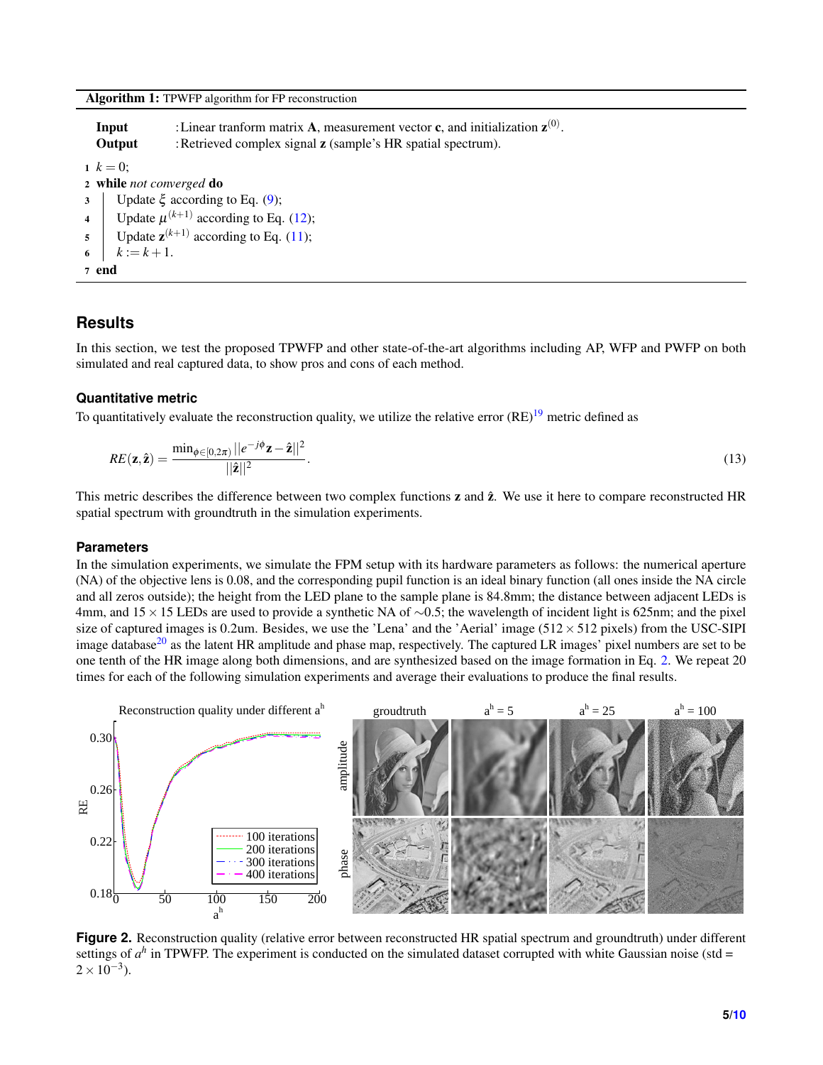**Algorithm 1:** TPWFP algorithm for FP reconstruction

**Input** : Linear tranform matrix $\mathbf{A}$, measurement vector $\mathbf{c}$, and initialization $\mathbf{z}^{(0)}$.
**Output** : Retrieved complex signal $\mathbf{z}$ (sample's HR spatial spectrum).

1 $k = 0$;
2 **while** *not converged* **do**
3 Update $\xi$ according to Eq. (9);
4 Update $\mu^{(k+1)}$ according to Eq. (12);
5 Update $\mathbf{z}^{(k+1)}$ according to Eq. (11);
6 $k := k + 1$.
7 **end**

## Results

In this section, we test the proposed TPWFP and other state-of-the-art algorithms including AP, WFP and PWFP on both simulated and real captured data, to show pros and cons of each method.

### Quantitative metric

To quantitatively evaluate the reconstruction quality, we utilize the relative error (RE)[19] metric defined as

$$RE(\mathbf{z}, \hat{\mathbf{z}}) = \frac{\min_{\phi \in [0, 2\pi)} ||e^{-j\phi}\mathbf{z} - \hat{\mathbf{z}}||^2}{||\hat{\mathbf{z}}||^2}. \tag{13}$$

This metric describes the difference between two complex functions $\mathbf{z}$ and $\hat{\mathbf{z}}$. We use it here to compare reconstructed HR spatial spectrum with groundtruth in the simulation experiments.

### Parameters

In the simulation experiments, we simulate the FPM setup with its hardware parameters as follows: the numerical aperture (NA) of the objective lens is 0.08, and the corresponding pupil function is an ideal binary function (all ones inside the NA circle and all zeros outside); the height from the LED plane to the sample plane is 84.8mm; the distance between adjacent LEDs is 4mm, and $15 \times 15$ LEDs are used to provide a synthetic NA of $\sim$0.5; the wavelength of incident light is 625nm; and the pixel size of captured images is 0.2um. Besides, we use the 'Lena' and the 'Aerial' image ($512 \times 512$ pixels) from the USC-SIPI image database[20] as the latent HR amplitude and phase map, respectively. The captured LR images' pixel numbers are set to be one tenth of the HR image along both dimensions, and are synthesized based on the image formation in Eq. 2. We repeat 20 times for each of the following simulation experiments and average their evaluations to produce the final results.

**Figure 2.** Reconstruction quality (relative error between reconstructed HR spatial spectrum and groundtruth) under different settings of $a^h$ in TPWFP. The experiment is conducted on the simulated dataset corrupted with white Gaussian noise (std = $2 \times 10^{-3}$).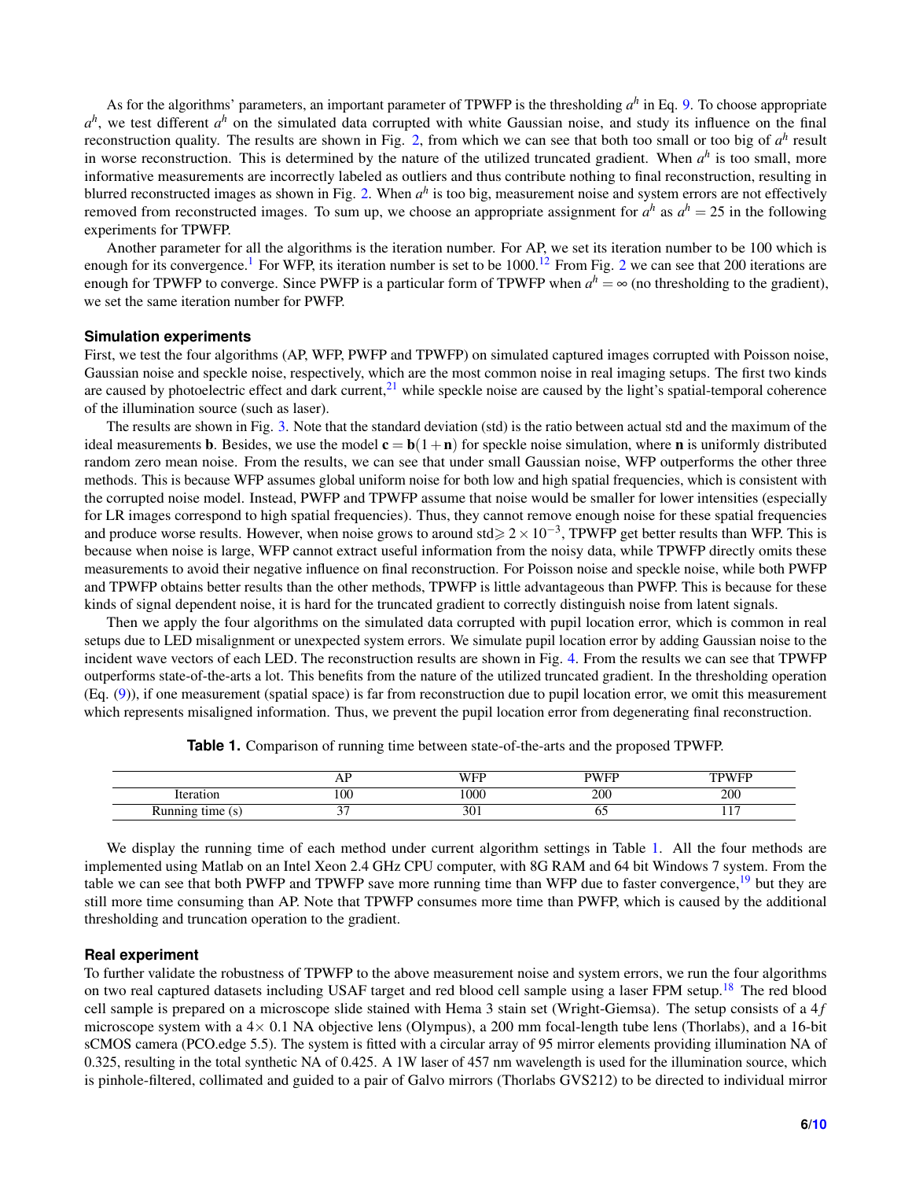As for the algorithms' parameters, an important parameter of TPWFP is the thresholding $a^h$ in Eq. 9. To choose appropriate $a^h$, we test different $a^h$ on the simulated data corrupted with white Gaussian noise, and study its influence on the final reconstruction quality. The results are shown in Fig. 2, from which we can see that both too small or too big of $a^h$ result in worse reconstruction. This is determined by the nature of the utilized truncated gradient. When $a^h$ is too small, more informative measurements are incorrectly labeled as outliers and thus contribute nothing to final reconstruction, resulting in blurred reconstructed images as shown in Fig. 2. When $a^h$ is too big, measurement noise and system errors are not effectively removed from reconstructed images. To sum up, we choose an appropriate assignment for $a^h$ as $a^h = 25$ in the following experiments for TPWFP.

Another parameter for all the algorithms is the iteration number. For AP, we set its iteration number to be 100 which is enough for its convergence.[1] For WFP, its iteration number is set to be 1000.[12] From Fig. 2 we can see that 200 iterations are enough for TPWFP to converge. Since PWFP is a particular form of TPWFP when $a^h = \infty$ (no thresholding to the gradient), we set the same iteration number for PWFP.

## Simulation experiments

First, we test the four algorithms (AP, WFP, PWFP and TPWFP) on simulated captured images corrupted with Poisson noise, Gaussian noise and speckle noise, respectively, which are the most common noise in real imaging setups. The first two kinds are caused by photoelectric effect and dark current,[21] while speckle noise are caused by the light's spatial-temporal coherence of the illumination source (such as laser).

The results are shown in Fig. 3. Note that the standard deviation (std) is the ratio between actual std and the maximum of the ideal measurements $\mathbf{b}$. Besides, we use the model $\mathbf{c} = \mathbf{b}(1+\mathbf{n})$ for speckle noise simulation, where $\mathbf{n}$ is uniformly distributed random zero mean noise. From the results, we can see that under small Gaussian noise, WFP outperforms the other three methods. This is because WFP assumes global uniform noise for both low and high spatial frequencies, which is consistent with the corrupted noise model. Instead, PWFP and TPWFP assume that noise would be smaller for lower intensities (especially for LR images correspond to high spatial frequencies). Thus, they cannot remove enough noise for these spatial frequencies and produce worse results. However, when noise grows to around std$\geqslant 2 \times 10^{-3}$, TPWFP get better results than WFP. This is because when noise is large, WFP cannot extract useful information from the noisy data, while TPWFP directly omits these measurements to avoid their negative influence on final reconstruction. For Poisson noise and speckle noise, while both PWFP and TPWFP obtains better results than the other methods, TPWFP is little advantageous than PWFP. This is because for these kinds of signal dependent noise, it is hard for the truncated gradient to correctly distinguish noise from latent signals.

Then we apply the four algorithms on the simulated data corrupted with pupil location error, which is common in real setups due to LED misalignment or unexpected system errors. We simulate pupil location error by adding Gaussian noise to the incident wave vectors of each LED. The reconstruction results are shown in Fig. 4. From the results we can see that TPWFP outperforms state-of-the-arts a lot. This benefits from the nature of the utilized truncated gradient. In the thresholding operation (Eq. (9)), if one measurement (spatial space) is far from reconstruction due to pupil location error, we omit this measurement which represents misaligned information. Thus, we prevent the pupil location error from degenerating final reconstruction.

**Table 1.** Comparison of running time between state-of-the-arts and the proposed TPWFP.

| | AP | WFP | PWFP | TPWFP |
|---|---|---|---|---|
| Iteration | 100 | 1000 | 200 | 200 |
| Running time (s) | 37 | 301 | 65 | 117 |

We display the running time of each method under current algorithm settings in Table 1. All the four methods are implemented using Matlab on an Intel Xeon 2.4 GHz CPU computer, with 8G RAM and 64 bit Windows 7 system. From the table we can see that both PWFP and TPWFP save more running time than WFP due to faster convergence,[19] but they are still more time consuming than AP. Note that TPWFP consumes more time than PWFP, which is caused by the additional thresholding and truncation operation to the gradient.

## Real experiment

To further validate the robustness of TPWFP to the above measurement noise and system errors, we run the four algorithms on two real captured datasets including USAF target and red blood cell sample using a laser FPM setup.[18] The red blood cell sample is prepared on a microscope slide stained with Hema 3 stain set (Wright-Giemsa). The setup consists of a $4f$ microscope system with a $4\times$ 0.1 NA objective lens (Olympus), a 200 mm focal-length tube lens (Thorlabs), and a 16-bit sCMOS camera (PCO.edge 5.5). The system is fitted with a circular array of 95 mirror elements providing illumination NA of 0.325, resulting in the total synthetic NA of 0.425. A 1W laser of 457 nm wavelength is used for the illumination source, which is pinhole-filtered, collimated and guided to a pair of Galvo mirrors (Thorlabs GVS212) to be directed to individual mirror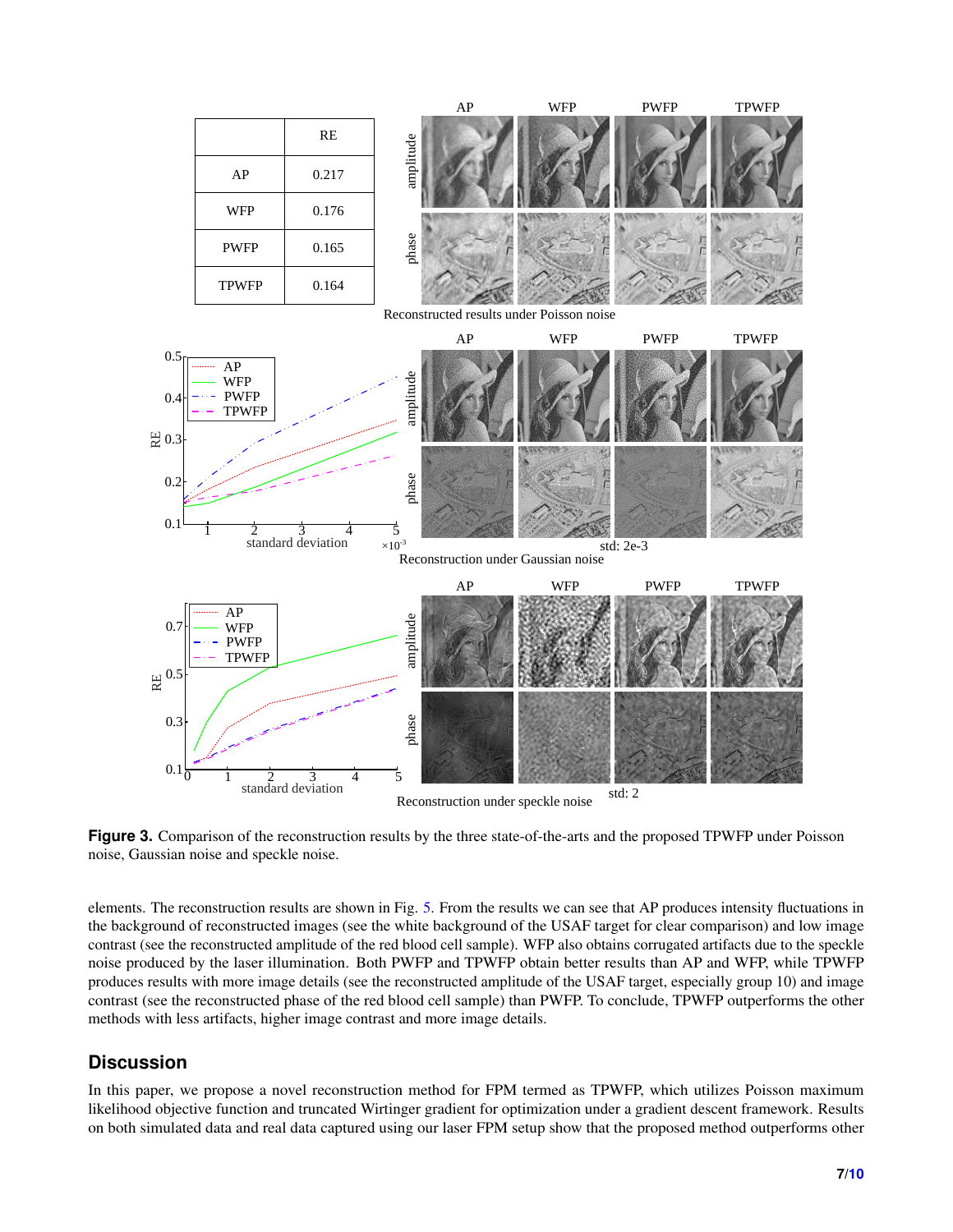|  | RE |
|---|---|
| AP | 0.217 |
| WFP | 0.176 |
| PWFP | 0.165 |
| TPWFP | 0.164 |

**Figure 3.** Comparison of the reconstruction results by the three state-of-the-arts and the proposed TPWFP under Poisson noise, Gaussian noise and speckle noise.

elements. The reconstruction results are shown in Fig. 5. From the results we can see that AP produces intensity fluctuations in the background of reconstructed images (see the white background of the USAF target for clear comparison) and low image contrast (see the reconstructed amplitude of the red blood cell sample). WFP also obtains corrugated artifacts due to the speckle noise produced by the laser illumination. Both PWFP and TPWFP obtain better results than AP and WFP, while TPWFP produces results with more image details (see the reconstructed amplitude of the USAF target, especially group 10) and image contrast (see the reconstructed phase of the red blood cell sample) than PWFP. To conclude, TPWFP outperforms the other methods with less artifacts, higher image contrast and more image details.

## Discussion

In this paper, we propose a novel reconstruction method for FPM termed as TPWFP, which utilizes Poisson maximum likelihood objective function and truncated Wirtinger gradient for optimization under a gradient descent framework. Results on both simulated data and real data captured using our laser FPM setup show that the proposed method outperforms other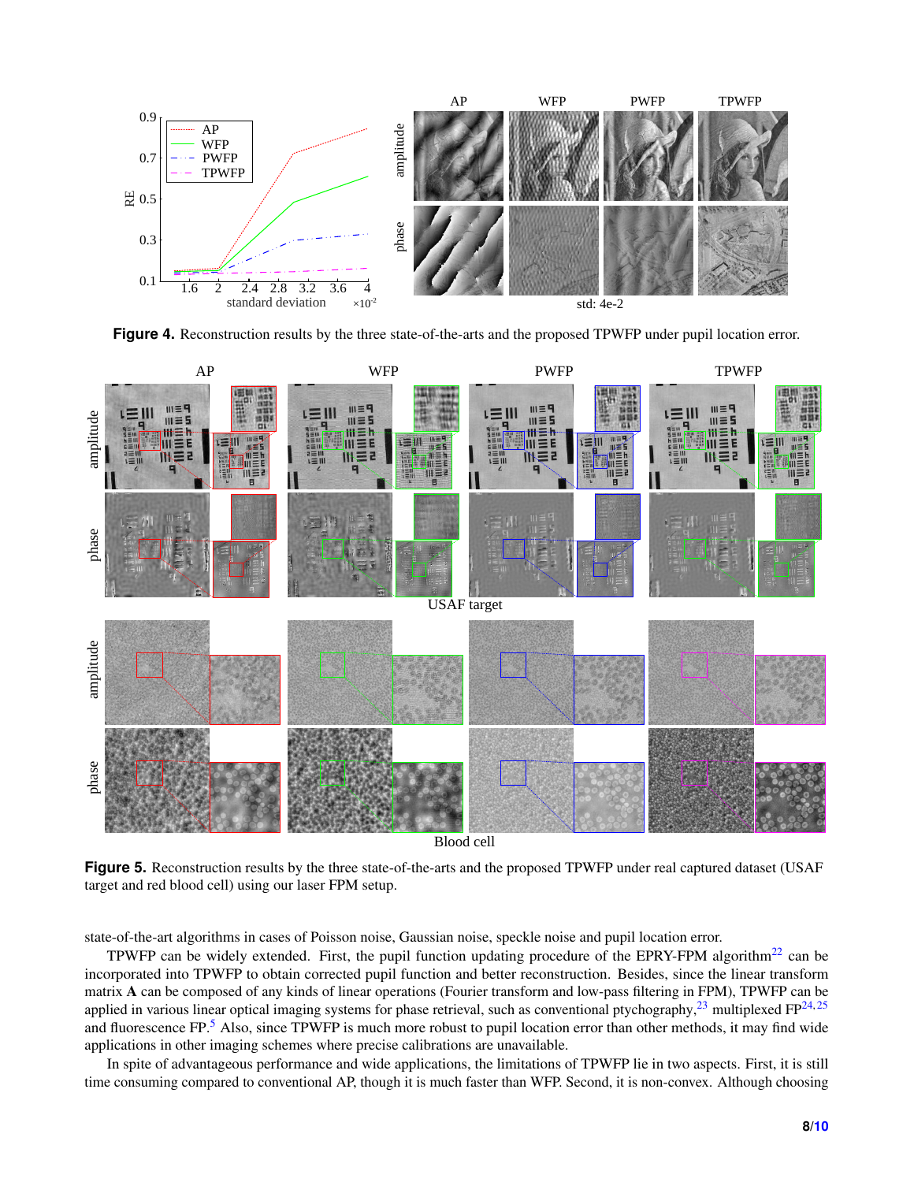**Figure 4.** Reconstruction results by the three state-of-the-arts and the proposed TPWFP under pupil location error.

**Figure 5.** Reconstruction results by the three state-of-the-arts and the proposed TPWFP under real captured dataset (USAF target and red blood cell) using our laser FPM setup.

state-of-the-art algorithms in cases of Poisson noise, Gaussian noise, speckle noise and pupil location error.

TPWFP can be widely extended. First, the pupil function updating procedure of the EPRY-FPM algorithm[22] can be incorporated into TPWFP to obtain corrected pupil function and better reconstruction. Besides, since the linear transform matrix **A** can be composed of any kinds of linear operations (Fourier transform and low-pass filtering in FPM), TPWFP can be applied in various linear optical imaging systems for phase retrieval, such as conventional ptychography,[23] multiplexed FP[24,25] and fluorescence FP.[5] Also, since TPWFP is much more robust to pupil location error than other methods, it may find wide applications in other imaging schemes where precise calibrations are unavailable.

In spite of advantageous performance and wide applications, the limitations of TPWFP lie in two aspects. First, it is still time consuming compared to conventional AP, though it is much faster than WFP. Second, it is non-convex. Although choosing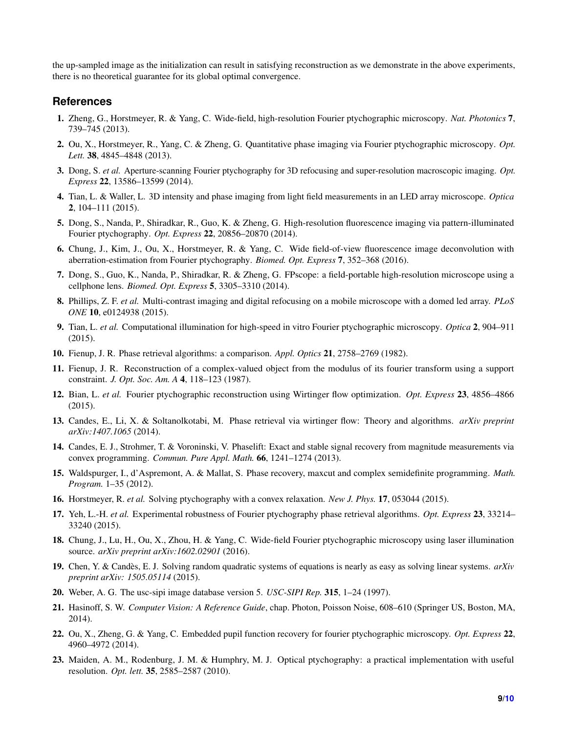the up-sampled image as the initialization can result in satisfying reconstruction as we demonstrate in the above experiments, there is no theoretical guarantee for its global optimal convergence.

## References

1. Zheng, G., Horstmeyer, R. & Yang, C. Wide-field, high-resolution Fourier ptychographic microscopy. *Nat. Photonics* **7**, 739–745 (2013).
2. Ou, X., Horstmeyer, R., Yang, C. & Zheng, G. Quantitative phase imaging via Fourier ptychographic microscopy. *Opt. Lett.* **38**, 4845–4848 (2013).
3. Dong, S. *et al.* Aperture-scanning Fourier ptychography for 3D refocusing and super-resolution macroscopic imaging. *Opt. Express* **22**, 13586–13599 (2014).
4. Tian, L. & Waller, L. 3D intensity and phase imaging from light field measurements in an LED array microscope. *Optica* **2**, 104–111 (2015).
5. Dong, S., Nanda, P., Shiradkar, R., Guo, K. & Zheng, G. High-resolution fluorescence imaging via pattern-illuminated Fourier ptychography. *Opt. Express* **22**, 20856–20870 (2014).
6. Chung, J., Kim, J., Ou, X., Horstmeyer, R. & Yang, C. Wide field-of-view fluorescence image deconvolution with aberration-estimation from Fourier ptychography. *Biomed. Opt. Express* **7**, 352–368 (2016).
7. Dong, S., Guo, K., Nanda, P., Shiradkar, R. & Zheng, G. FPscope: a field-portable high-resolution microscope using a cellphone lens. *Biomed. Opt. Express* **5**, 3305–3310 (2014).
8. Phillips, Z. F. *et al.* Multi-contrast imaging and digital refocusing on a mobile microscope with a domed led array. *PLoS ONE* **10**, e0124938 (2015).
9. Tian, L. *et al.* Computational illumination for high-speed in vitro Fourier ptychographic microscopy. *Optica* **2**, 904–911 (2015).
10. Fienup, J. R. Phase retrieval algorithms: a comparison. *Appl. Optics* **21**, 2758–2769 (1982).
11. Fienup, J. R. Reconstruction of a complex-valued object from the modulus of its fourier transform using a support constraint. *J. Opt. Soc. Am. A* **4**, 118–123 (1987).
12. Bian, L. *et al.* Fourier ptychographic reconstruction using Wirtinger flow optimization. *Opt. Express* **23**, 4856–4866 (2015).
13. Candes, E., Li, X. & Soltanolkotabi, M. Phase retrieval via wirtinger flow: Theory and algorithms. *arXiv preprint arXiv:1407.1065* (2014).
14. Candes, E. J., Strohmer, T. & Voroninski, V. Phaselift: Exact and stable signal recovery from magnitude measurements via convex programming. *Commun. Pure Appl. Math.* **66**, 1241–1274 (2013).
15. Waldspurger, I., d'Aspremont, A. & Mallat, S. Phase recovery, maxcut and complex semidefinite programming. *Math. Program.* 1–35 (2012).
16. Horstmeyer, R. *et al.* Solving ptychography with a convex relaxation. *New J. Phys.* **17**, 053044 (2015).
17. Yeh, L.-H. *et al.* Experimental robustness of Fourier ptychography phase retrieval algorithms. *Opt. Express* **23**, 33214–33240 (2015).
18. Chung, J., Lu, H., Ou, X., Zhou, H. & Yang, C. Wide-field Fourier ptychographic microscopy using laser illumination source. *arXiv preprint arXiv:1602.02901* (2016).
19. Chen, Y. & Candès, E. J. Solving random quadratic systems of equations is nearly as easy as solving linear systems. *arXiv preprint arXiv: 1505.05114* (2015).
20. Weber, A. G. The usc-sipi image database version 5. *USC-SIPI Rep.* **315**, 1–24 (1997).
21. Hasinoff, S. W. *Computer Vision: A Reference Guide*, chap. Photon, Poisson Noise, 608–610 (Springer US, Boston, MA, 2014).
22. Ou, X., Zheng, G. & Yang, C. Embedded pupil function recovery for fourier ptychographic microscopy. *Opt. Express* **22**, 4960–4972 (2014).
23. Maiden, A. M., Rodenburg, J. M. & Humphry, M. J. Optical ptychography: a practical implementation with useful resolution. *Opt. lett.* **35**, 2585–2587 (2010).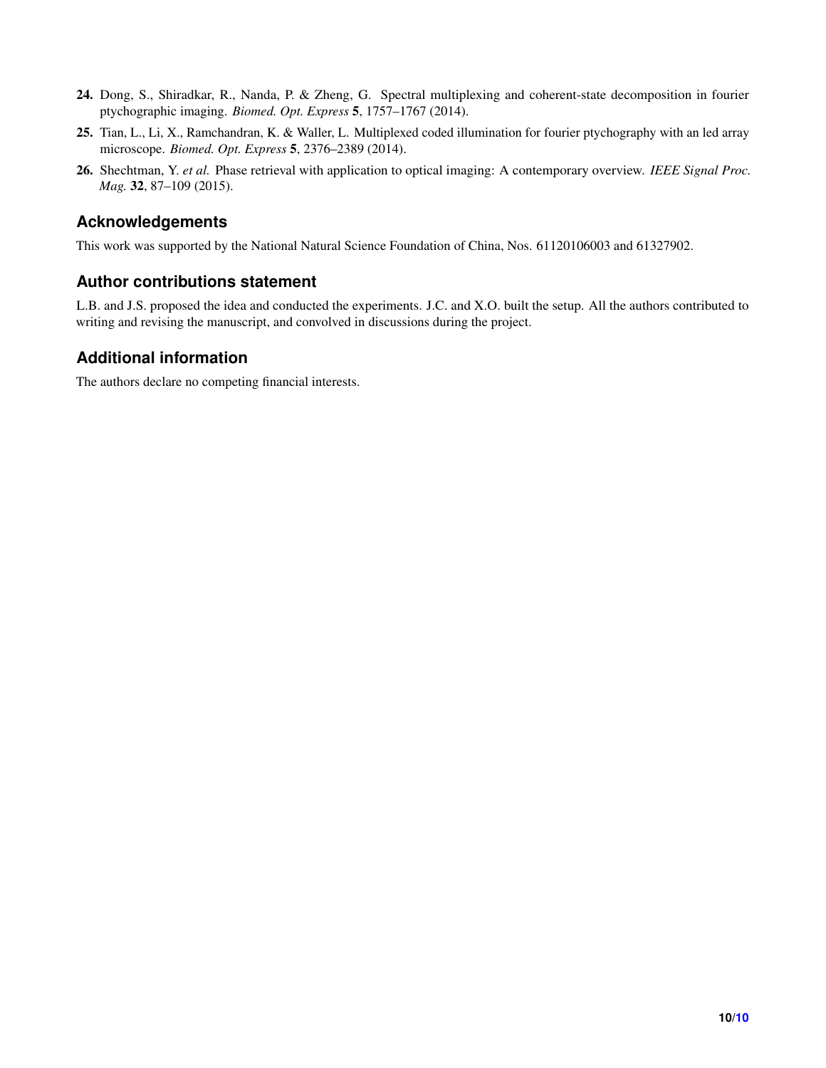24. Dong, S., Shiradkar, R., Nanda, P. & Zheng, G. Spectral multiplexing and coherent-state decomposition in fourier ptychographic imaging. *Biomed. Opt. Express* **5**, 1757–1767 (2014).

25. Tian, L., Li, X., Ramchandran, K. & Waller, L. Multiplexed coded illumination for fourier ptychography with an led array microscope. *Biomed. Opt. Express* **5**, 2376–2389 (2014).

26. Shechtman, Y. *et al.* Phase retrieval with application to optical imaging: A contemporary overview. *IEEE Signal Proc. Mag.* **32**, 87–109 (2015).

## Acknowledgements

This work was supported by the National Natural Science Foundation of China, Nos. 61120106003 and 61327902.

## Author contributions statement

L.B. and J.S. proposed the idea and conducted the experiments. J.C. and X.O. built the setup. All the authors contributed to writing and revising the manuscript, and convolved in discussions during the project.

## Additional information

The authors declare no competing financial interests.